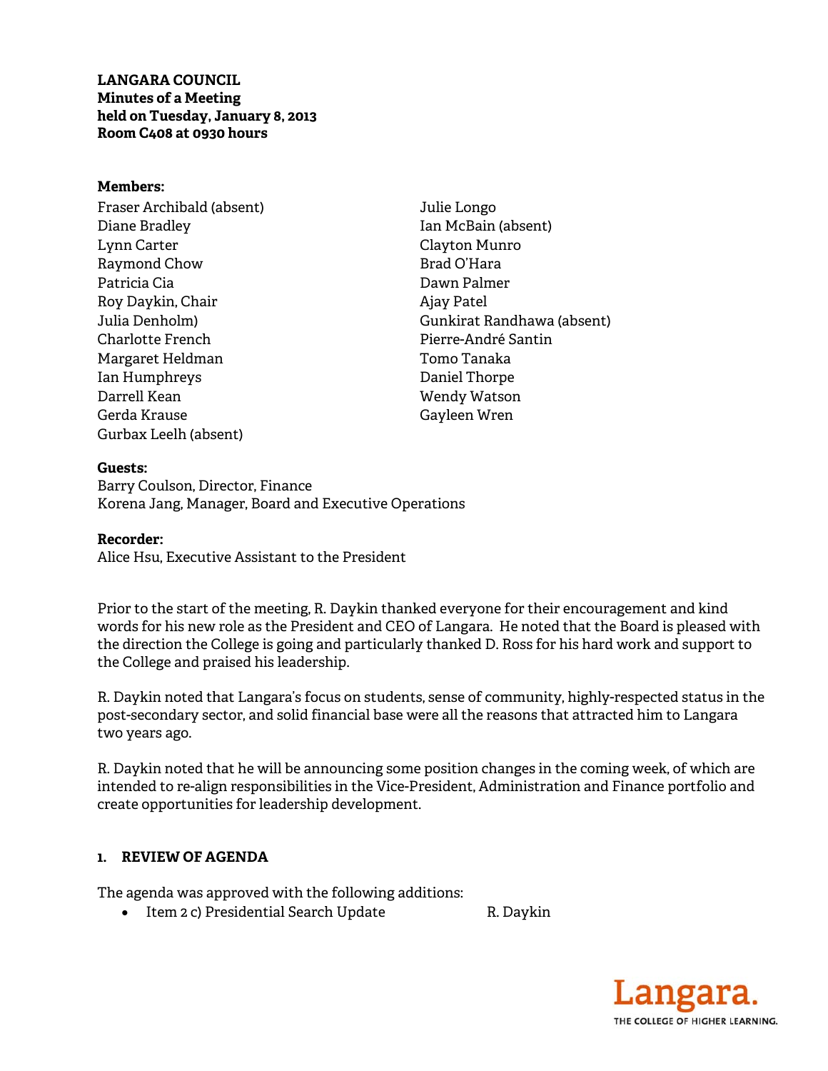**LANGARA COUNCIL**
**Minutes of a Meeting**
**held on Tuesday, January 8, 2013**
**Room C408 at 0930 hours**

**Members:**

Fraser Archibald (absent)
Diane Bradley
Lynn Carter
Raymond Chow
Patricia Cia
Roy Daykin, Chair
Julia Denholm)
Charlotte French
Margaret Heldman
Ian Humphreys
Darrell Kean
Gerda Krause
Gurbax Leelh (absent)
Julie Longo
Ian McBain (absent)
Clayton Munro
Brad O'Hara
Dawn Palmer
Ajay Patel
Gunkirat Randhawa (absent)
Pierre-André Santin
Tomo Tanaka
Daniel Thorpe
Wendy Watson
Gayleen Wren

**Guests:**

Barry Coulson, Director, Finance
Korena Jang, Manager, Board and Executive Operations

**Recorder:**

Alice Hsu, Executive Assistant to the President

Prior to the start of the meeting, R. Daykin thanked everyone for their encouragement and kind words for his new role as the President and CEO of Langara. He noted that the Board is pleased with the direction the College is going and particularly thanked D. Ross for his hard work and support to the College and praised his leadership.

R. Daykin noted that Langara's focus on students, sense of community, highly-respected status in the post-secondary sector, and solid financial base were all the reasons that attracted him to Langara two years ago.

R. Daykin noted that he will be announcing some position changes in the coming week, of which are intended to re-align responsibilities in the Vice-President, Administration and Finance portfolio and create opportunities for leadership development.

## 1. REVIEW OF AGENDA

The agenda was approved with the following additions:

- Item 2 c) Presidential Search Update R. Daykin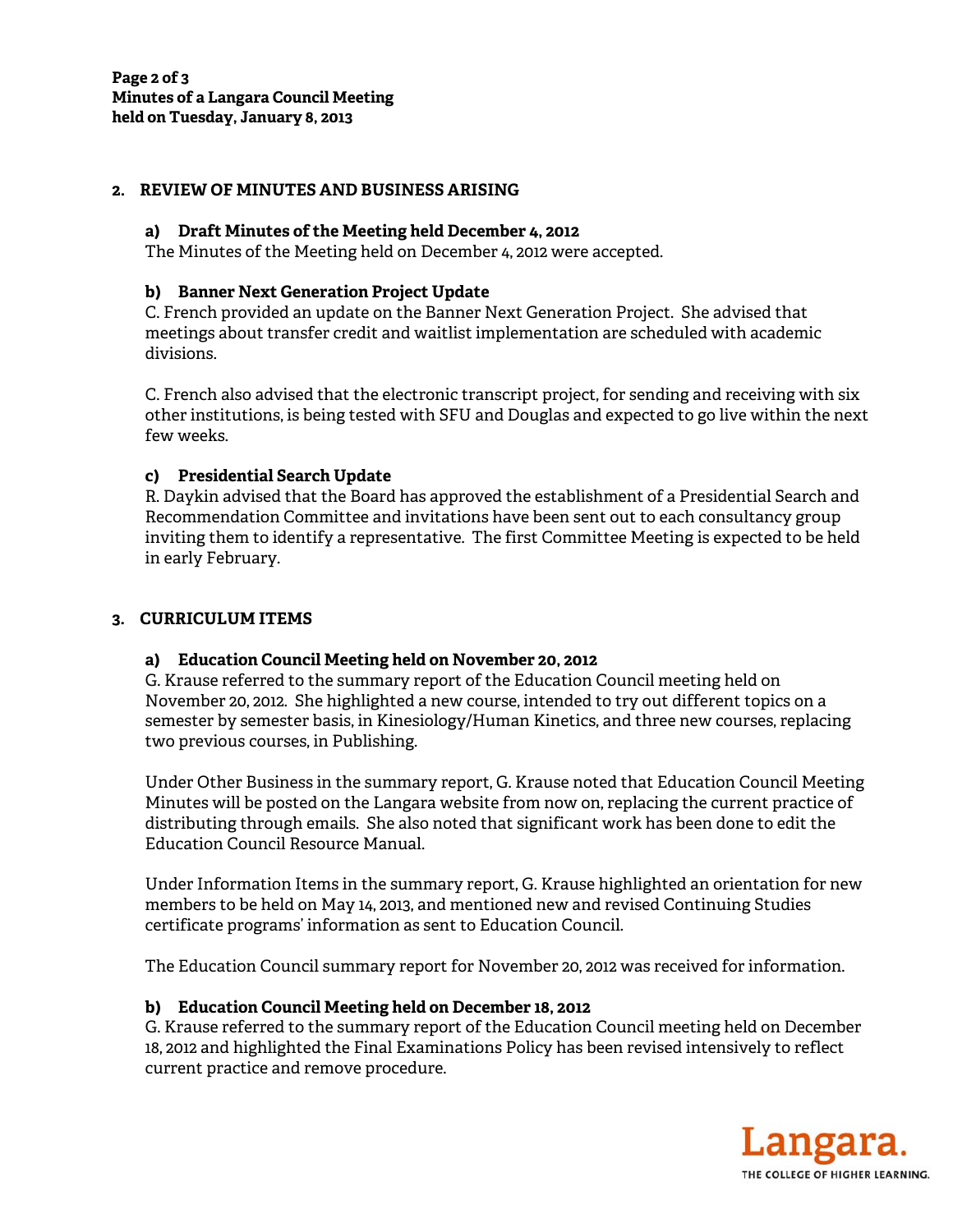## 2. REVIEW OF MINUTES AND BUSINESS ARISING

### a) Draft Minutes of the Meeting held December 4, 2012

The Minutes of the Meeting held on December 4, 2012 were accepted.

### b) Banner Next Generation Project Update

C. French provided an update on the Banner Next Generation Project. She advised that meetings about transfer credit and waitlist implementation are scheduled with academic divisions.

C. French also advised that the electronic transcript project, for sending and receiving with six other institutions, is being tested with SFU and Douglas and expected to go live within the next few weeks.

### c) Presidential Search Update

R. Daykin advised that the Board has approved the establishment of a Presidential Search and Recommendation Committee and invitations have been sent out to each consultancy group inviting them to identify a representative. The first Committee Meeting is expected to be held in early February.

## 3. CURRICULUM ITEMS

### a) Education Council Meeting held on November 20, 2012

G. Krause referred to the summary report of the Education Council meeting held on November 20, 2012. She highlighted a new course, intended to try out different topics on a semester by semester basis, in Kinesiology/Human Kinetics, and three new courses, replacing two previous courses, in Publishing.

Under Other Business in the summary report, G. Krause noted that Education Council Meeting Minutes will be posted on the Langara website from now on, replacing the current practice of distributing through emails. She also noted that significant work has been done to edit the Education Council Resource Manual.

Under Information Items in the summary report, G. Krause highlighted an orientation for new members to be held on May 14, 2013, and mentioned new and revised Continuing Studies certificate programs' information as sent to Education Council.

The Education Council summary report for November 20, 2012 was received for information.

### b) Education Council Meeting held on December 18, 2012

G. Krause referred to the summary report of the Education Council meeting held on December 18, 2012 and highlighted the Final Examinations Policy has been revised intensively to reflect current practice and remove procedure.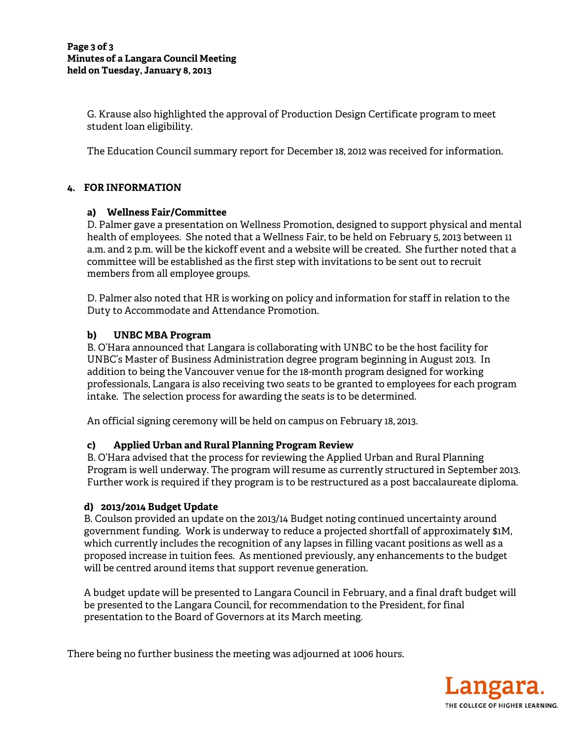G. Krause also highlighted the approval of Production Design Certificate program to meet student loan eligibility.

The Education Council summary report for December 18, 2012 was received for information.

## 4. FOR INFORMATION

### a) Wellness Fair/Committee

D. Palmer gave a presentation on Wellness Promotion, designed to support physical and mental health of employees. She noted that a Wellness Fair, to be held on February 5, 2013 between 11 a.m. and 2 p.m. will be the kickoff event and a website will be created. She further noted that a committee will be established as the first step with invitations to be sent out to recruit members from all employee groups.

D. Palmer also noted that HR is working on policy and information for staff in relation to the Duty to Accommodate and Attendance Promotion.

### b) UNBC MBA Program

B. O'Hara announced that Langara is collaborating with UNBC to be the host facility for UNBC's Master of Business Administration degree program beginning in August 2013. In addition to being the Vancouver venue for the 18-month program designed for working professionals, Langara is also receiving two seats to be granted to employees for each program intake. The selection process for awarding the seats is to be determined.

An official signing ceremony will be held on campus on February 18, 2013.

### c) Applied Urban and Rural Planning Program Review

B. O'Hara advised that the process for reviewing the Applied Urban and Rural Planning Program is well underway. The program will resume as currently structured in September 2013. Further work is required if they program is to be restructured as a post baccalaureate diploma.

### d) 2013/2014 Budget Update

B. Coulson provided an update on the 2013/14 Budget noting continued uncertainty around government funding. Work is underway to reduce a projected shortfall of approximately $1M, which currently includes the recognition of any lapses in filling vacant positions as well as a proposed increase in tuition fees. As mentioned previously, any enhancements to the budget will be centred around items that support revenue generation.

A budget update will be presented to Langara Council in February, and a final draft budget will be presented to the Langara Council, for recommendation to the President, for final presentation to the Board of Governors at its March meeting.

There being no further business the meeting was adjourned at 1006 hours.